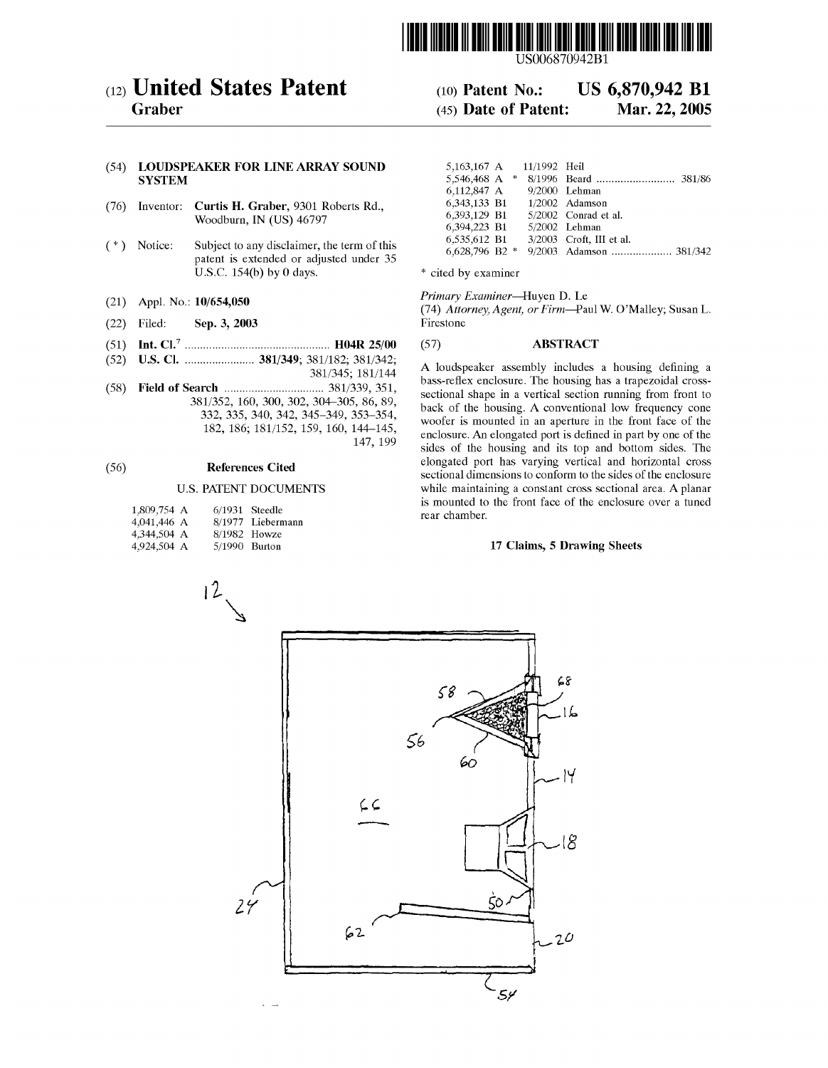US006870942B1

# (12) United States Patent
**Graber**

(10) Patent No.: **US 6,870,942 B1**

(45) Date of Patent: **Mar. 22, 2005**

(54) **LOUDSPEAKER FOR LINE ARRAY SOUND SYSTEM**

(76) Inventor: **Curtis H. Graber**, 9301 Roberts Rd., Woodburn, IN (US) 46797

( * ) Notice: Subject to any disclaimer, the term of this patent is extended or adjusted under 35 U.S.C. 154(b) by 0 days.

(21) Appl. No.: **10/654,050**

(22) Filed: **Sep. 3, 2003**

(51) **Int. Cl.**[7] ................................ **H04R 25/00**

(52) **U.S. Cl.** ....................... **381/349**; 381/182; 381/342; 381/345; 181/144

(58) **Field of Search** ................................ 381/339, 351, 381/352, 160, 300, 302, 304–305, 86, 89, 332, 335, 340, 342, 345–349, 353–354, 182, 186; 181/152, 159, 160, 144–145, 147, 199

(56) **References Cited**

U.S. PATENT DOCUMENTS

| | | |
|---|---|---|
| 1,809,754 A | 6/1931 | Steedle |
| 4,041,446 A | 8/1977 | Liebermann |
| 4,344,504 A | 8/1982 | Howze |
| 4,924,504 A | 5/1990 | Burton |
| 5,163,167 A | 11/1992 | Heil |
| 5,546,468 A * | 8/1996 | Beard .......................... 381/86 |
| 6,112,847 A | 9/2000 | Lehman |
| 6,343,133 B1 | 1/2002 | Adamson |
| 6,393,129 B1 | 5/2002 | Conrad et al. |
| 6,394,223 B1 | 5/2002 | Lehman |
| 6,535,612 B1 | 3/2003 | Croft, III et al. |
| 6,628,796 B2 * | 9/2003 | Adamson .................... 381/342 |

\* cited by examiner

*Primary Examiner*—Huyen D. Le

(74) *Attorney, Agent, or Firm*—Paul W. O'Malley; Susan L. Firestone

(57) **ABSTRACT**

A loudspeaker assembly includes a housing defining a bass-reflex enclosure. The housing has a trapezoidal cross-sectional shape in a vertical section running from front to back of the housing. A conventional low frequency cone woofer is mounted in an aperture in the front face of the enclosure. An elongated port is defined in part by one of the sides of the housing and its top and bottom sides. The elongated port has varying vertical and horizontal cross sectional dimensions to conform to the sides of the enclosure while maintaining a constant cross sectional area. A planar is mounted to the front face of the enclosure over a tuned rear chamber.

**17 Claims, 5 Drawing Sheets**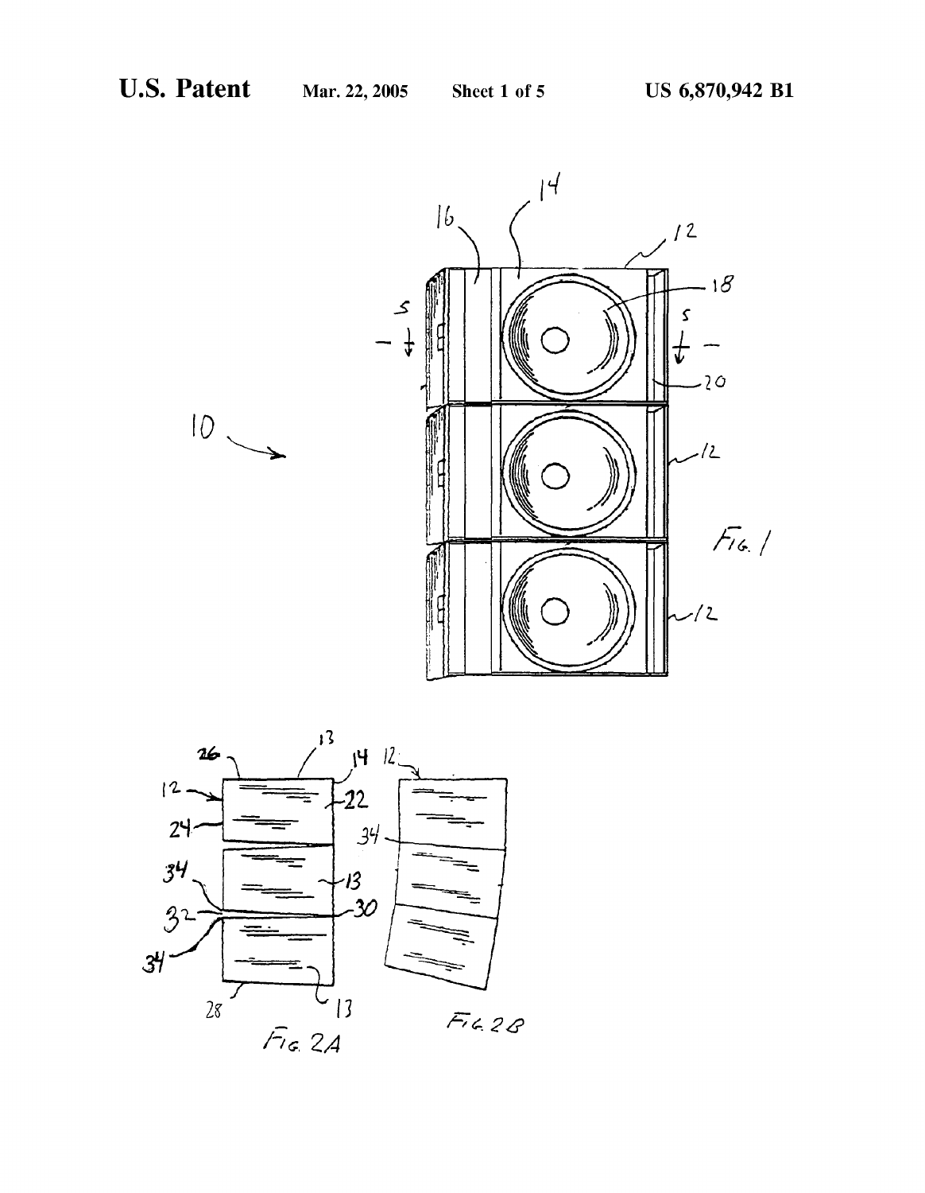Fig. 1

Fig. 2A

Fig. 2B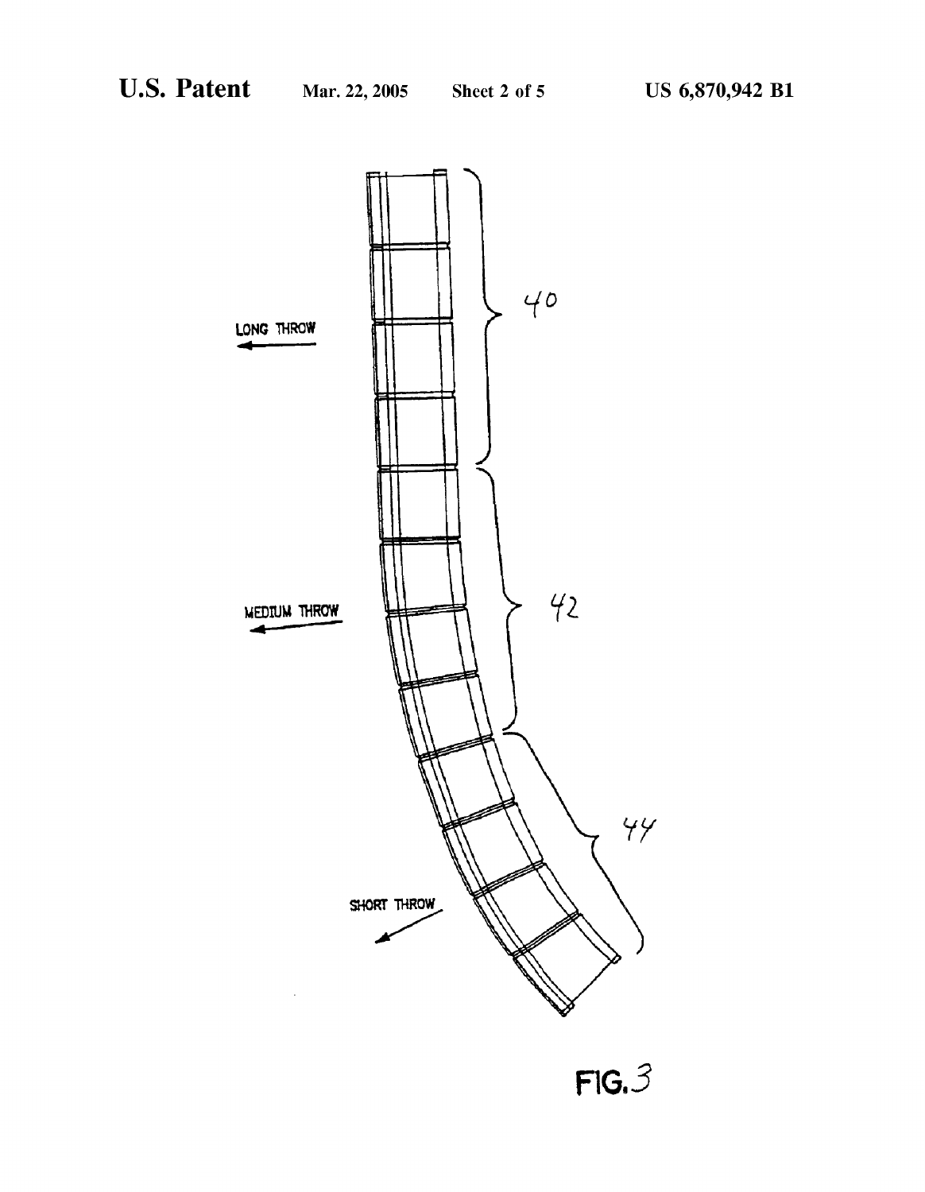LONG THROW

40

MEDIUM THROW

42

SHORT THROW

44

FIG. 3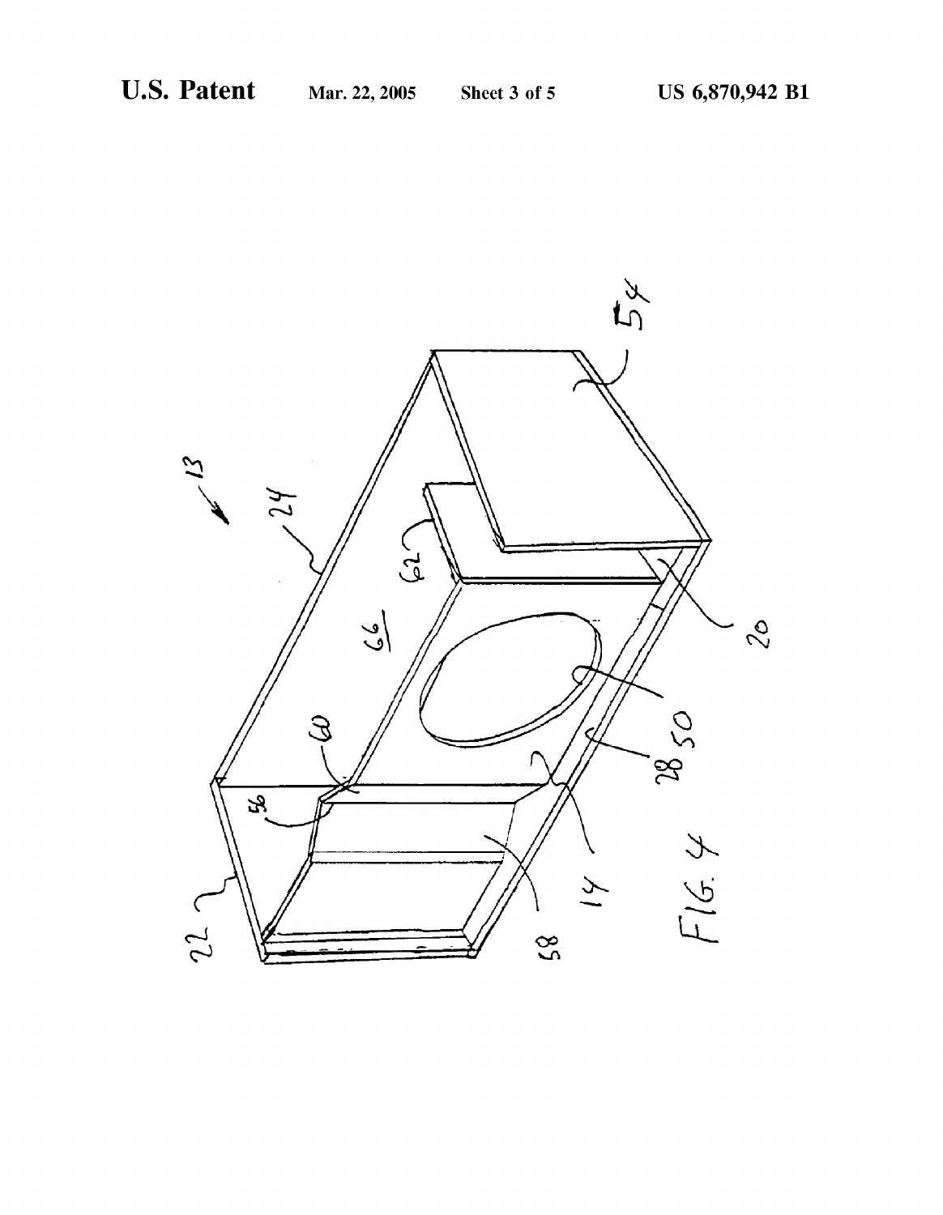FIG. 4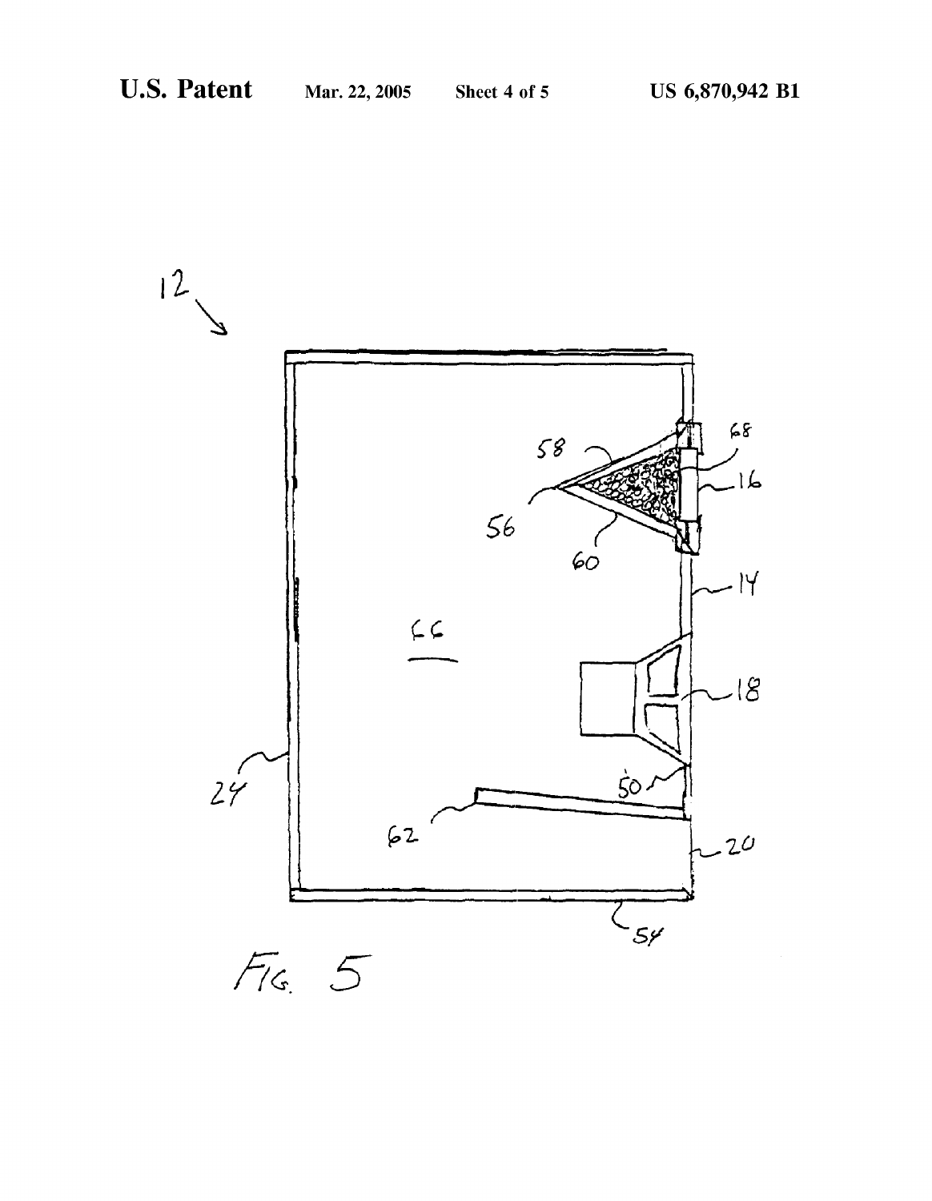FIG. 5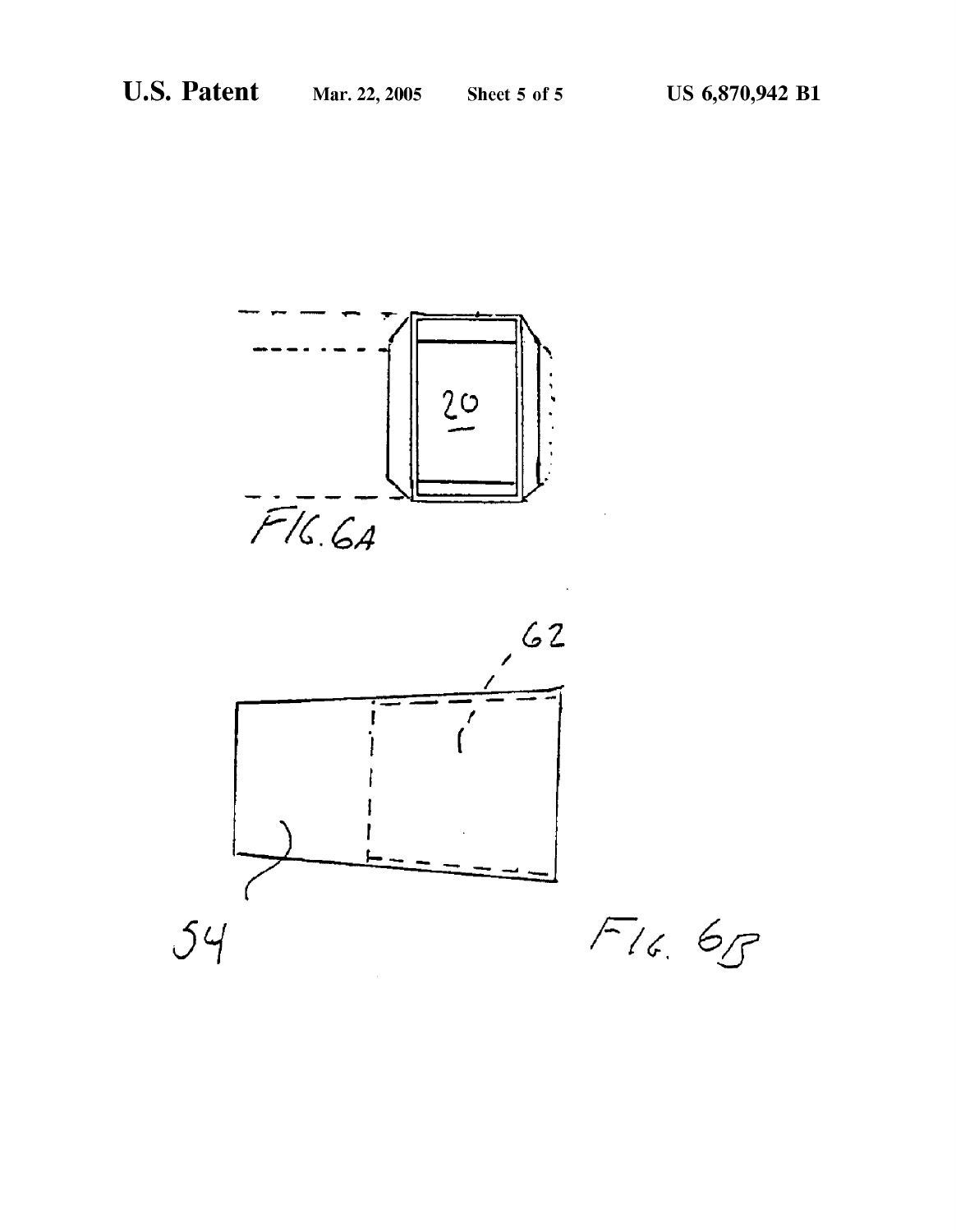FIG. 6A

20

FIG. 6B

62

54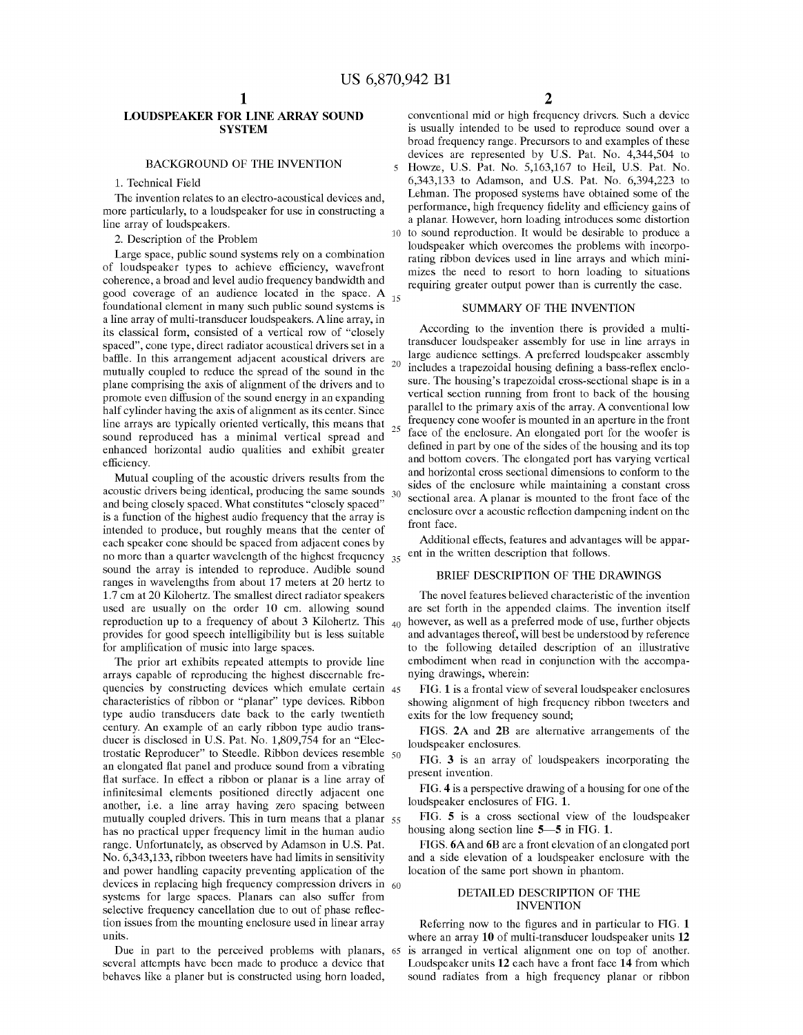# LOUDSPEAKER FOR LINE ARRAY SOUND SYSTEM

## BACKGROUND OF THE INVENTION

1. Technical Field

The invention relates to an electro-acoustical devices and, more particularly, to a loudspeaker for use in constructing a line array of loudspeakers.

2. Description of the Problem

Large space, public sound systems rely on a combination of loudspeaker types to achieve efficiency, wavefront coherence, a broad and level audio frequency bandwidth and good coverage of an audience located in the space. A foundational element in many such public sound systems is a line array of multi-transducer loudspeakers. A line array, in its classical form, consisted of a vertical row of "closely spaced", cone type, direct radiator acoustical drivers set in a baffle. In this arrangement adjacent acoustical drivers are mutually coupled to reduce the spread of the sound in the plane comprising the axis of alignment of the drivers and to promote even diffusion of the sound energy in an expanding half cylinder having the axis of alignment as its center. Since line arrays are typically oriented vertically, this means that sound reproduced has a minimal vertical spread and enhanced horizontal audio qualities and exhibit greater efficiency.

Mutual coupling of the acoustic drivers results from the acoustic drivers being identical, producing the same sounds and being closely spaced. What constitutes "closely spaced" is a function of the highest audio frequency that the array is intended to produce, but roughly means that the center of each speaker cone should be spaced from adjacent cones by no more than a quarter wavelength of the highest frequency sound the array is intended to reproduce. Audible sound ranges in wavelengths from about 17 meters at 20 hertz to 1.7 cm at 20 Kilohertz. The smallest direct radiator speakers used are usually on the order 10 cm. allowing sound reproduction up to a frequency of about 3 Kilohertz. This provides for good speech intelligibility but is less suitable for amplification of music into large spaces.

The prior art exhibits repeated attempts to provide line arrays capable of reproducing the highest discernable frequencies by constructing devices which emulate certain characteristics of ribbon or "planar" type devices. Ribbon type audio transducers date back to the early twentieth century. An example of an early ribbon type audio transducer is disclosed in U.S. Pat. No. 1,809,754 for an "Electrostatic Reproducer" to Steedle. Ribbon devices resemble an elongated flat panel and produce sound from a vibrating flat surface. In effect a ribbon or planar is a line array of infinitesimal elements positioned directly adjacent one another, i.e. a line array having zero spacing between mutually coupled drivers. This in turn means that a planar has no practical upper frequency limit in the human audio range. Unfortunately, as observed by Adamson in U.S. Pat. No. 6,343,133, ribbon tweeters have had limits in sensitivity and power handling capacity preventing application of the devices in replacing high frequency compression drivers in systems for large spaces. Planars can also suffer from selective frequency cancellation due to out of phase reflection issues from the mounting enclosure used in linear array units.

Due in part to the perceived problems with planars, several attempts have been made to produce a device that behaves like a planer but is constructed using horn loaded, conventional mid or high frequency drivers. Such a device is usually intended to be used to reproduce sound over a broad frequency range. Precursors to and examples of these devices are represented by U.S. Pat. No. 4,344,504 to Howze, U.S. Pat. No. 5,163,167 to Heil, U.S. Pat. No. 6,343,133 to Adamson, and U.S. Pat. No. 6,394,223 to Lehman. The proposed systems have obtained some of the performance, high frequency fidelity and efficiency gains of a planar. However, horn loading introduces some distortion to sound reproduction. It would be desirable to produce a loudspeaker which overcomes the problems with incorporating ribbon devices used in line arrays and which minimizes the need to resort to horn loading to situations requiring greater output power than is currently the case.

## SUMMARY OF THE INVENTION

According to the invention there is provided a multi-transducer loudspeaker assembly for use in line arrays in large audience settings. A preferred loudspeaker assembly includes a trapezoidal housing defining a bass-reflex enclosure. The housing's trapezoidal cross-sectional shape is in a vertical section running from front to back of the housing parallel to the primary axis of the array. A conventional low frequency cone woofer is mounted in an aperture in the front face of the enclosure. An elongated port for the woofer is defined in part by one of the sides of the housing and its top and bottom covers. The elongated port has varying vertical and horizontal cross sectional dimensions to conform to the sides of the enclosure while maintaining a constant cross sectional area. A planar is mounted to the front face of the enclosure over a acoustic reflection dampening indent on the front face.

Additional effects, features and advantages will be apparent in the written description that follows.

## BRIEF DESCRIPTION OF THE DRAWINGS

The novel features believed characteristic of the invention are set forth in the appended claims. The invention itself however, as well as a preferred mode of use, further objects and advantages thereof, will best be understood by reference to the following detailed description of an illustrative embodiment when read in conjunction with the accompanying drawings, wherein:

FIG. **1** is a frontal view of several loudspeaker enclosures showing alignment of high frequency ribbon tweeters and exits for the low frequency sound;

FIGS. **2A** and **2B** are alternative arrangements of the loudspeaker enclosures.

FIG. **3** is an array of loudspeakers incorporating the present invention.

FIG. **4** is a perspective drawing of a housing for one of the loudspeaker enclosures of FIG. **1**.

FIG. **5** is a cross sectional view of the loudspeaker housing along section line **5—5** in FIG. **1**.

FIGS. **6A** and **6B** are a front elevation of an elongated port and a side elevation of a loudspeaker enclosure with the location of the same port shown in phantom.

## DETAILED DESCRIPTION OF THE INVENTION

Referring now to the figures and in particular to FIG. **1** where an array **10** of multi-transducer loudspeaker units **12** is arranged in vertical alignment one on top of another. Loudspeaker units **12** each have a front face **14** from which sound radiates from a high frequency planar or ribbon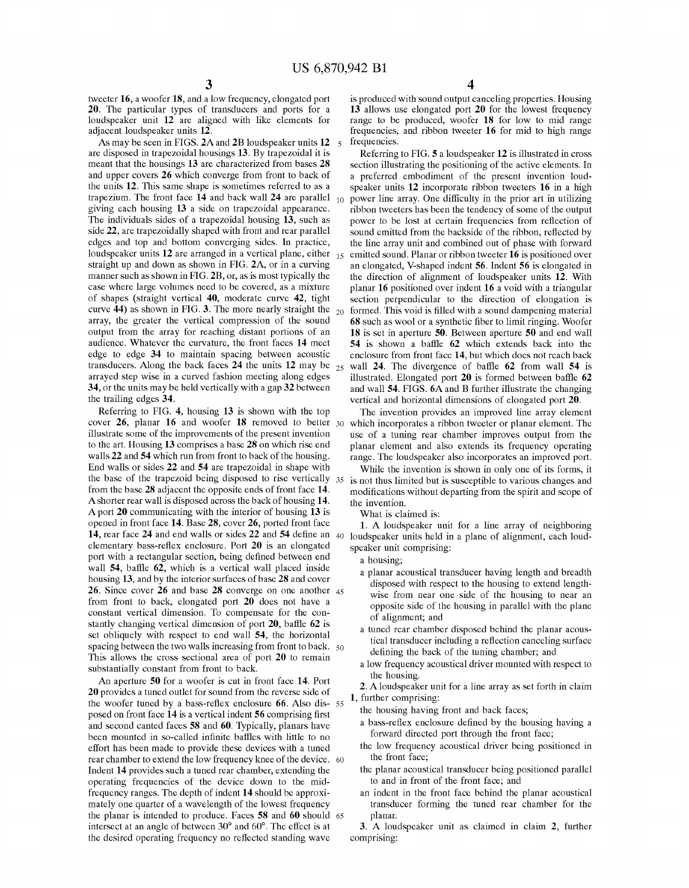tweeter **16**, a woofer **18**, and a low frequency, elongated port **20**. The particular types of transducers and ports for a loudspeaker unit **12** are aligned with like elements for adjacent loudspeaker units **12**.

As may be seen in FIGS. **2A** and **2B** loudspeaker units **12** are disposed in trapezoidal housings **13**. By trapezoidal it is meant that the housings **13** are characterized from bases **28** and upper covers **26** which converge from front to back of the units **12**. This same shape is sometimes referred to as a trapezium. The front face **14** and back wall **24** are parallel giving each housing **13** a side on trapezoidal appearance. The individuals sides of a trapezoidal housing **13**, such as side **22**, are trapezoidally shaped with front and rear parallel edges and top and bottom converging sides. In practice, loudspeaker units **12** are arranged in a vertical plane, either straight up and down as shown in FIG. **2A**, or in a curving manner such as shown in FIG. **2B**, or, as is most typically the case where large volumes need to be covered, as a mixture of shapes (straight vertical **40**, moderate curve **42**, tight curve **44**) as shown in FIG. **3**. The more nearly straight the array, the greater the vertical compression of the sound output from the array for reaching distant portions of an audience. Whatever the curvature, the front faces **14** meet edge to edge **34** to maintain spacing between acoustic transducers. Along the back faces **24** the units **12** may be arrayed step wise in a curved fashion meeting along edges **34**, or the units may be held vertically with a gap **32** between the trailing edges **34**.

Referring to FIG. **4**, housing **13** is shown with the top cover **26**, planar **16** and woofer **18** removed to better illustrate some of the improvements of the present invention to the art. Housing **13** comprises a base **28** on which rise end walls **22** and **54** which run from front to back of the housing. End walls or sides **22** and **54** are trapezoidal in shape with the base of the trapezoid being disposed to rise vertically from the base **28** adjacent the opposite ends of front face **14**. A shorter rear wall is disposed across the back of housing **14**. A port **20** communicating with the interior of housing **13** is opened in front face **14**. Base **28**, cover **26**, ported front face **14**, rear face **24** and end walls or sides **22** and **54** define an elementary bass-reflex enclosure. Port **20** is an elongated port with a rectangular section, being defined between end wall **54**, baffle **62**, which is a vertical wall placed inside housing **13**, and by the interior surfaces of base **28** and cover **26**. Since cover **26** and base **28** converge on one another from front to back, elongated port **20** does not have a constant vertical dimension. To compensate for the constantly changing vertical dimension of port **20**, baffle **62** is set obliquely with respect to end wall **54**, the horizontal spacing between the two walls increasing from front to back. This allows the cross sectional area of port **20** to remain substantially constant from front to back.

An aperture **50** for a woofer is cut in front face **14**. Port **20** provides a tuned outlet for sound from the reverse side of the woofer tuned by a bass-reflex enclosure **66**. Also disposed on front face **14** is a vertical indent **56** comprising first and second canted faces **58** and **60**. Typically, planars have been mounted in so-called infinite baffles with little to no effort has been made to provide these devices with a tuned rear chamber to extend the low frequency knee of the device. Indent **14** provides such a tuned rear chamber, extending the operating frequencies of the device down to the mid-frequency ranges. The depth of indent **14** should be approximately one quarter of a wavelength of the lowest frequency the planar is intended to produce. Faces **58** and **60** should intersect at an angle of between 30° and 60°. The effect is at the desired operating frequency no reflected standing wave is produced with sound output canceling properties. Housing **13** allows use elongated port **20** for the lowest frequency range to be produced, woofer **18** for low to mid range frequencies, and ribbon tweeter **16** for mid to high range frequencies.

Referring to FIG. **5** a loudspeaker **12** is illustrated in cross section illustrating the positioning of the active elements. In a preferred embodiment of the present invention loudspeaker units **12** incorporate ribbon tweeters **16** in a high power line array. One difficulty in the prior art in utilizing ribbon tweeters has been the tendency of some of the output power to be lost at certain frequencies from reflection of sound emitted from the backside of the ribbon, reflected by the line array unit and combined out of phase with forward emitted sound. Planar or ribbon tweeter **16** is positioned over an elongated, V-shaped indent **56**. Indent **56** is elongated in the direction of alignment of loudspeaker units **12**. With planar **16** positioned over indent **16** a void with a triangular section perpendicular to the direction of elongation is formed. This void is filled with a sound dampening material **68** such as wool or a synthetic fiber to limit ringing. Woofer **18** is set in aperture **50**. Between aperture **50** and end wall **54** is shown a baffle **62** which extends back into the enclosure from front face **14**, but which does not reach back wall **24**. The divergence of baffle **62** from wall **54** is illustrated. Elongated port **20** is formed between baffle **62** and wall **54**. FIGS. **6A** and B further illustrate the changing vertical and horizontal dimensions of elongated port **20**.

The invention provides an improved line array element which incorporates a ribbon tweeter or planar element. The use of a tuning rear chamber improves output from the planar element and also extends its frequency operating range. The loudspeaker also incorporates an improved port.

While the invention is shown in only one of its forms, it is not thus limited but is susceptible to various changes and modifications without departing from the spirit and scope of the invention.

What is claimed is:

1. A loudspeaker unit for a line array of neighboring loudspeaker units held in a plane of alignment, each loudspeaker unit comprising:
   - a housing;
   - a planar acoustical transducer having length and breadth disposed with respect to the housing to extend lengthwise from near one side of the housing to near an opposite side of the housing in parallel with the plane of alignment; and
   - a tuned rear chamber disposed behind the planar acoustical transducer including a reflection canceling surface defining the back of the tuning chamber; and
   - a low frequency acoustical driver mounted with respect to the housing.

2. A loudspeaker unit for a line array as set forth in claim 1, further comprising:
   - the housing having front and back faces;
   - a bass-reflex enclosure defined by the housing having a forward directed port through the front face;
   - the low frequency acoustical driver being positioned in the front face;
   - the planar acoustical transducer being positioned parallel to and in front of the front face; and
   - an indent in the front face behind the planar acoustical transducer forming the tuned rear chamber for the planar.

3. A loudspeaker unit as claimed in claim 2, further comprising: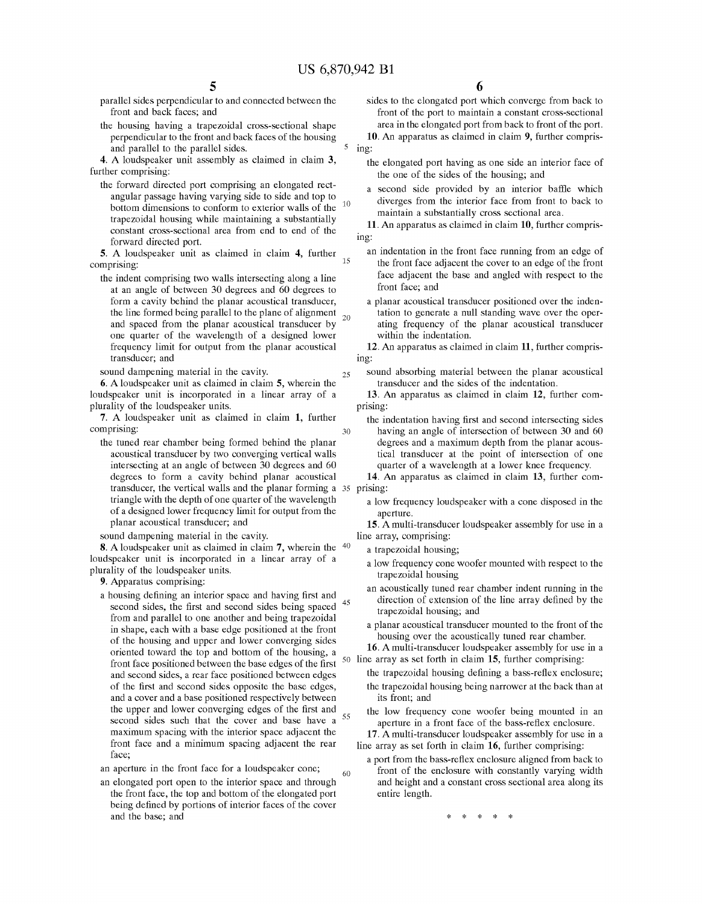parallel sides perpendicular to and connected between the front and back faces; and

the housing having a trapezoidal cross-sectional shape perpendicular to the front and back faces of the housing and parallel to the parallel sides.

4. A loudspeaker unit assembly as claimed in claim 3, further comprising:

the forward directed port comprising an elongated rectangular passage having varying side to side and top to bottom dimensions to conform to exterior walls of the trapezoidal housing while maintaining a substantially constant cross-sectional area from end to end of the forward directed port.

5. A loudspeaker unit as claimed in claim 4, further comprising:

the indent comprising two walls intersecting along a line at an angle of between 30 degrees and 60 degrees to form a cavity behind the planar acoustical transducer, the line formed being parallel to the plane of alignment and spaced from the planar acoustical transducer by one quarter of the wavelength of a designed lower frequency limit for output from the planar acoustical transducer; and

sound dampening material in the cavity.

6. A loudspeaker unit as claimed in claim 5, wherein the loudspeaker unit is incorporated in a linear array of a plurality of the loudspeaker units.

7. A loudspeaker unit as claimed in claim 1, further comprising:

the tuned rear chamber being formed behind the planar acoustical transducer by two converging vertical walls intersecting at an angle of between 30 degrees and 60 degrees to form a cavity behind planar acoustical transducer, the vertical walls and the planar forming a triangle with the depth of one quarter of the wavelength of a designed lower frequency limit for output from the planar acoustical transducer; and

sound dampening material in the cavity.

8. A loudspeaker unit as claimed in claim 7, wherein the loudspeaker unit is incorporated in a linear array of a plurality of the loudspeaker units.

9. Apparatus comprising:

a housing defining an interior space and having first and second sides, the first and second sides being spaced from and parallel to one another and being trapezoidal in shape, each with a base edge positioned at the front of the housing and upper and lower converging sides oriented toward the top and bottom of the housing, a front face positioned between the base edges of the first and second sides, a rear face positioned between edges of the first and second sides opposite the base edges, and a cover and a base positioned respectively between the upper and lower converging edges of the first and second sides such that the cover and base have a maximum spacing with the interior space adjacent the front face and a minimum spacing adjacent the rear face;

an aperture in the front face for a loudspeaker cone;

an elongated port open to the interior space and through the front face, the top and bottom of the elongated port being defined by portions of interior faces of the cover and the base; and

sides to the elongated port which converge from back to front of the port to maintain a constant cross-sectional area in the elongated port from back to front of the port.

10. An apparatus as claimed in claim 9, further comprising:

the elongated port having as one side an interior face of the one of the sides of the housing; and

a second side provided by an interior baffle which diverges from the interior face from front to back to maintain a substantially cross sectional area.

11. An apparatus as claimed in claim 10, further comprising:

an indentation in the front face running from an edge of the front face adjacent the cover to an edge of the front face adjacent the base and angled with respect to the front face; and

a planar acoustical transducer positioned over the indentation to generate a null standing wave over the operating frequency of the planar acoustical transducer within the indentation.

12. An apparatus as claimed in claim 11, further comprising:

sound absorbing material between the planar acoustical transducer and the sides of the indentation.

13. An apparatus as claimed in claim 12, further comprising:

the indentation having first and second intersecting sides having an angle of intersection of between 30 and 60 degrees and a maximum depth from the planar acoustical transducer at the point of intersection of one quarter of a wavelength at a lower knee frequency.

14. An apparatus as claimed in claim 13, further comprising:

a low frequency loudspeaker with a cone disposed in the aperture.

15. A multi-transducer loudspeaker assembly for use in a line array, comprising:

a trapezoidal housing;

a low frequency cone woofer mounted with respect to the trapezoidal housing

an acoustically tuned rear chamber indent running in the direction of extension of the line array defined by the trapezoidal housing; and

a planar acoustical transducer mounted to the front of the housing over the acoustically tuned rear chamber.

16. A multi-transducer loudspeaker assembly for use in a line array as set forth in claim 15, further comprising:

the trapezoidal housing defining a bass-reflex enclosure;

the trapezoidal housing being narrower at the back than at its front; and

the low frequency cone woofer being mounted in an aperture in a front face of the bass-reflex enclosure.

17. A multi-transducer loudspeaker assembly for use in a line array as set forth in claim 16, further comprising:

a port from the bass-reflex enclosure aligned from back to front of the enclosure with constantly varying width and height and a constant cross sectional area along its entire length.

* * * * *